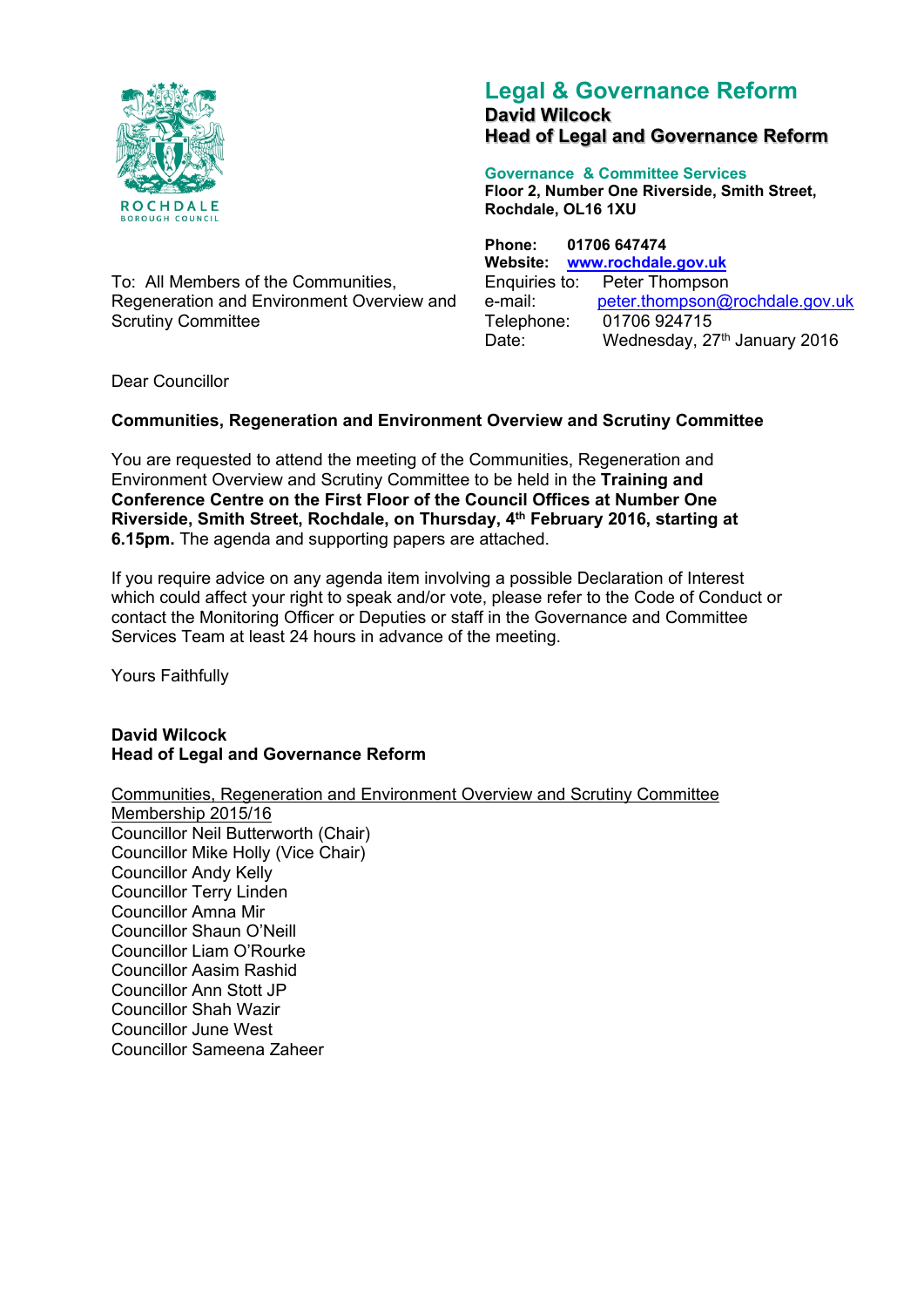ROCHDALE BOROUGH COUNCIL

# Legal & Governance Reform

**David Wilcock**
**Head of Legal and Governance Reform**

**Governance & Committee Services**
**Floor 2, Number One Riverside, Smith Street, Rochdale, OL16 1XU**

**Phone:** 01706 647474
**Website:** www.rochdale.gov.uk
Enquiries to: Peter Thompson
e-mail: peter.thompson@rochdale.gov.uk
Telephone: 01706 924715
Date: Wednesday, 27th January 2016

To: All Members of the Communities, Regeneration and Environment Overview and Scrutiny Committee

Dear Councillor

**Communities, Regeneration and Environment Overview and Scrutiny Committee**

You are requested to attend the meeting of the Communities, Regeneration and Environment Overview and Scrutiny Committee to be held in the **Training and Conference Centre on the First Floor of the Council Offices at Number One Riverside, Smith Street, Rochdale, on Thursday, 4th February 2016, starting at 6.15pm.** The agenda and supporting papers are attached.

If you require advice on any agenda item involving a possible Declaration of Interest which could affect your right to speak and/or vote, please refer to the Code of Conduct or contact the Monitoring Officer or Deputies or staff in the Governance and Committee Services Team at least 24 hours in advance of the meeting.

Yours Faithfully

**David Wilcock**
**Head of Legal and Governance Reform**

Communities, Regeneration and Environment Overview and Scrutiny Committee Membership 2015/16

Councillor Neil Butterworth (Chair)
Councillor Mike Holly (Vice Chair)
Councillor Andy Kelly
Councillor Terry Linden
Councillor Amna Mir
Councillor Shaun O'Neill
Councillor Liam O'Rourke
Councillor Aasim Rashid
Councillor Ann Stott JP
Councillor Shah Wazir
Councillor June West
Councillor Sameena Zaheer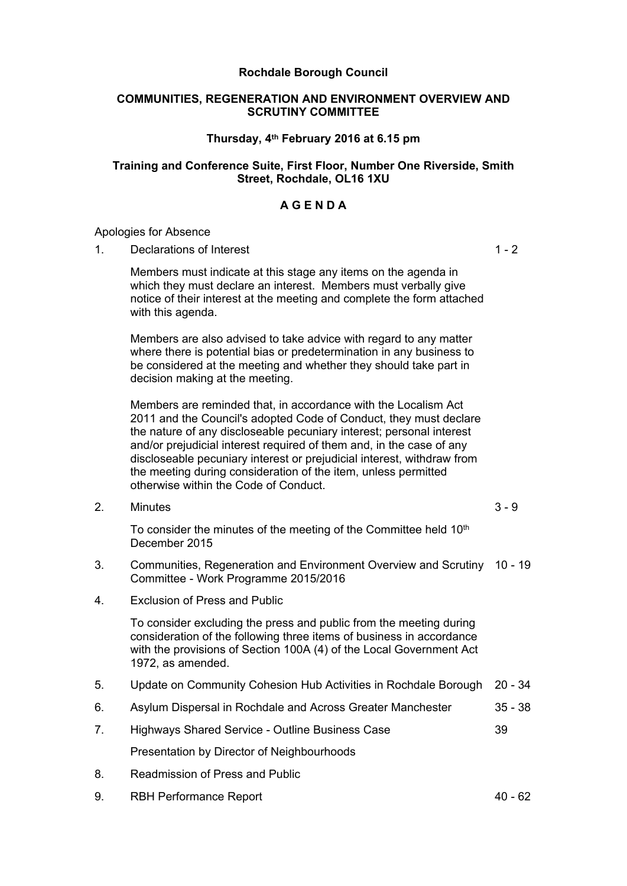**Rochdale Borough Council**

**COMMUNITIES, REGENERATION AND ENVIRONMENT OVERVIEW AND SCRUTINY COMMITTEE**

**Thursday, 4th February 2016 at 6.15 pm**

**Training and Conference Suite, First Floor, Number One Riverside, Smith Street, Rochdale, OL16 1XU**

# A G E N D A

Apologies for Absence

| | | |
|---|---|---|
| 1. | Declarations of Interest<br><br>Members must indicate at this stage any items on the agenda in which they must declare an interest. Members must verbally give notice of their interest at the meeting and complete the form attached with this agenda.<br><br>Members are also advised to take advice with regard to any matter where there is potential bias or predetermination in any business to be considered at the meeting and whether they should take part in decision making at the meeting.<br><br>Members are reminded that, in accordance with the Localism Act 2011 and the Council's adopted Code of Conduct, they must declare the nature of any discloseable pecuniary interest; personal interest and/or prejudicial interest required of them and, in the case of any discloseable pecuniary interest or prejudicial interest, withdraw from the meeting during consideration of the item, unless permitted otherwise within the Code of Conduct. | 1 - 2 |
| 2. | Minutes<br><br>To consider the minutes of the meeting of the Committee held 10th December 2015 | 3 - 9 |
| 3. | Communities, Regeneration and Environment Overview and Scrutiny Committee - Work Programme 2015/2016 | 10 - 19 |
| 4. | Exclusion of Press and Public<br><br>To consider excluding the press and public from the meeting during consideration of the following three items of business in accordance with the provisions of Section 100A (4) of the Local Government Act 1972, as amended. | |
| 5. | Update on Community Cohesion Hub Activities in Rochdale Borough | 20 - 34 |
| 6. | Asylum Dispersal in Rochdale and Across Greater Manchester | 35 - 38 |
| 7. | Highways Shared Service - Outline Business Case<br><br>Presentation by Director of Neighbourhoods | 39 |
| 8. | Readmission of Press and Public | |
| 9. | RBH Performance Report | 40 - 62 |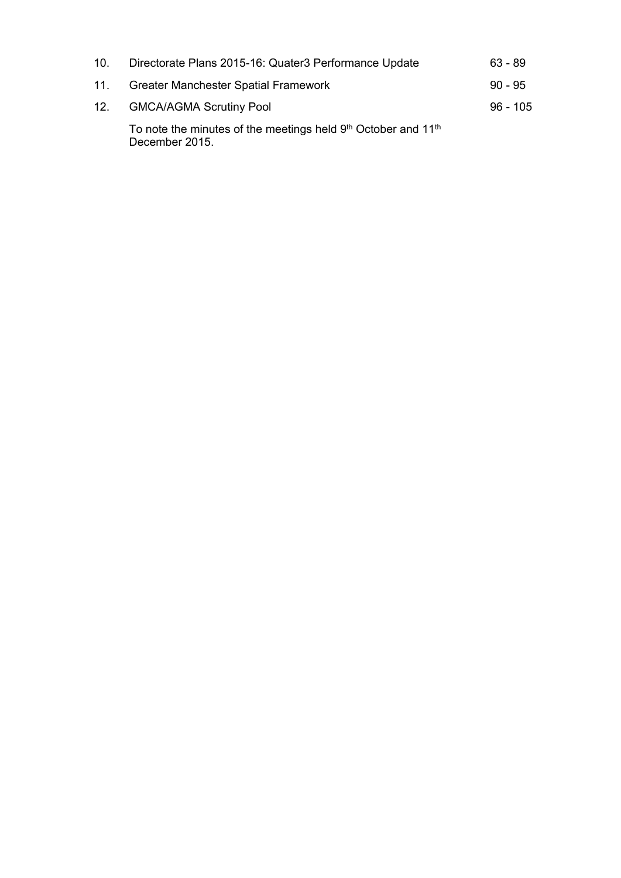| | | |
|---|---|---|
| 10. | Directorate Plans 2015-16: Quater3 Performance Update | 63 - 89 |
| 11. | Greater Manchester Spatial Framework | 90 - 95 |
| 12. | GMCA/AGMA Scrutiny Pool | 96 - 105 |
| | To note the minutes of the meetings held 9th October and 11th December 2015. | |